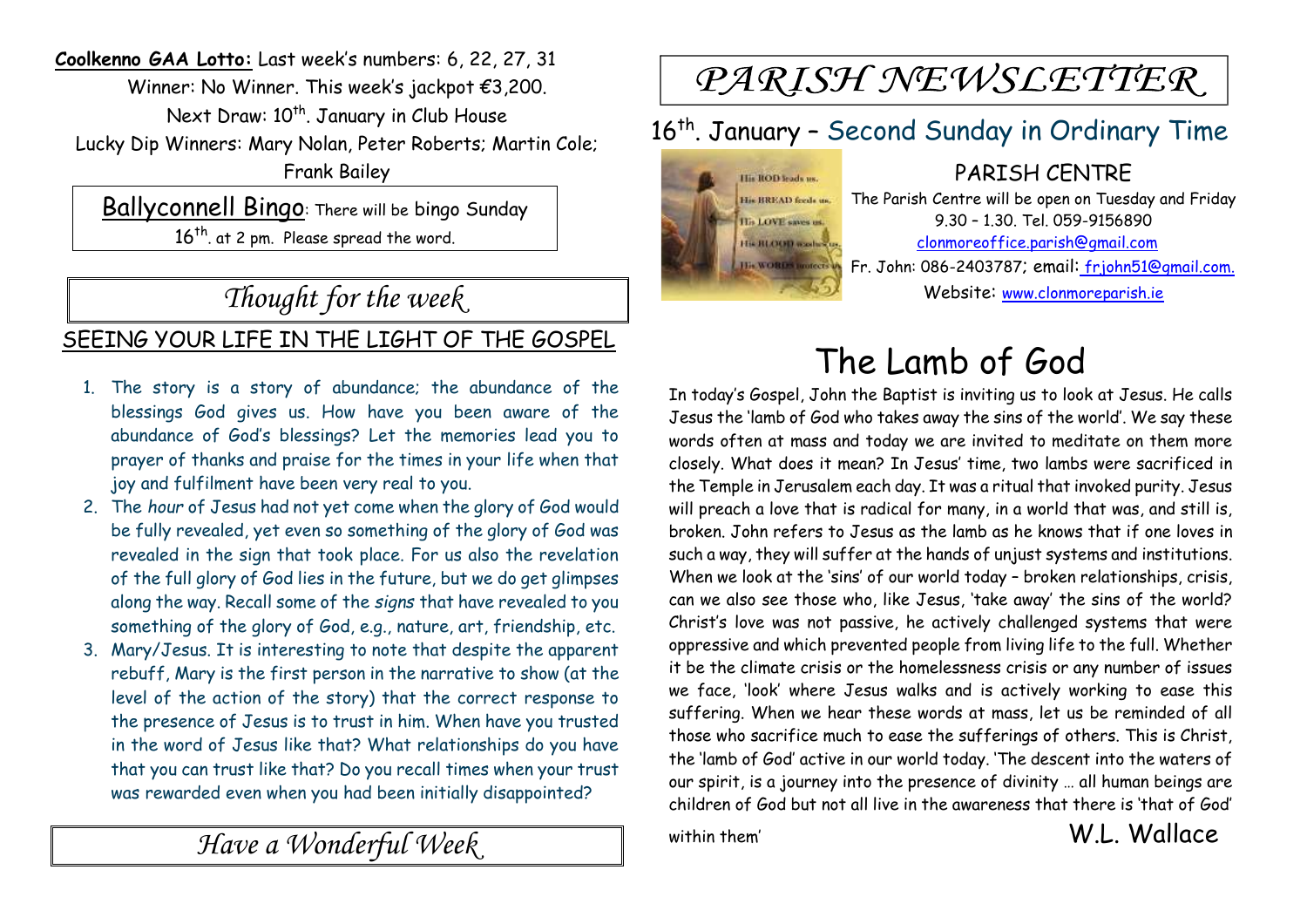**Coolkenno GAA Lotto:** Last week's numbers: 6, 22, 27, 31
Winner: No Winner. This week's jackpot €3,200.
Next Draw: 10th. January in Club House
Lucky Dip Winners: Mary Nolan, Peter Roberts; Martin Cole; Frank Bailey

Ballyconnell Bingo: There will be bingo Sunday 16th. at 2 pm. Please spread the word.

## *Thought for the week*

### SEEING YOUR LIFE IN THE LIGHT OF THE GOSPEL

1. The story is a story of abundance; the abundance of the blessings God gives us. How have you been aware of the abundance of God's blessings? Let the memories lead you to prayer of thanks and praise for the times in your life when that joy and fulfilment have been very real to you.
2. The *hour* of Jesus had not yet come when the glory of God would be fully revealed, yet even so something of the glory of God was revealed in the sign that took place. For us also the revelation of the full glory of God lies in the future, but we do get glimpses along the way. Recall some of the *signs* that have revealed to you something of the glory of God, e.g., nature, art, friendship, etc.
3. Mary/Jesus. It is interesting to note that despite the apparent rebuff, Mary is the first person in the narrative to show (at the level of the action of the story) that the correct response to the presence of Jesus is to trust in him. When have you trusted in the word of Jesus like that? What relationships do you have that you can trust like that? Do you recall times when your trust was rewarded even when you had been initially disappointed?

*Have a Wonderful Week*

# *PARISH NEWSLETTER*

## 16th. January – Second Sunday in Ordinary Time

### PARISH CENTRE

The Parish Centre will be open on Tuesday and Friday 9.30 – 1.30. Tel. 059-9156890
clonmoreoffice.parish@gmail.com
Fr. John: 086-2403787; email: frjohn51@gmail.com.
Website: www.clonmoreparish.ie

# The Lamb of God

In today's Gospel, John the Baptist is inviting us to look at Jesus. He calls Jesus the 'lamb of God who takes away the sins of the world'. We say these words often at mass and today we are invited to meditate on them more closely. What does it mean? In Jesus' time, two lambs were sacrificed in the Temple in Jerusalem each day. It was a ritual that invoked purity. Jesus will preach a love that is radical for many, in a world that was, and still is, broken. John refers to Jesus as the lamb as he knows that if one loves in such a way, they will suffer at the hands of unjust systems and institutions. When we look at the 'sins' of our world today – broken relationships, crisis, can we also see those who, like Jesus, 'take away' the sins of the world? Christ's love was not passive, he actively challenged systems that were oppressive and which prevented people from living life to the full. Whether it be the climate crisis or the homelessness crisis or any number of issues we face, 'look' where Jesus walks and is actively working to ease this suffering. When we hear these words at mass, let us be reminded of all those who sacrifice much to ease the sufferings of others. This is Christ, the 'lamb of God' active in our world today. 'The descent into the waters of our spirit, is a journey into the presence of divinity … all human beings are children of God but not all live in the awareness that there is 'that of God' within them'

W.L. Wallace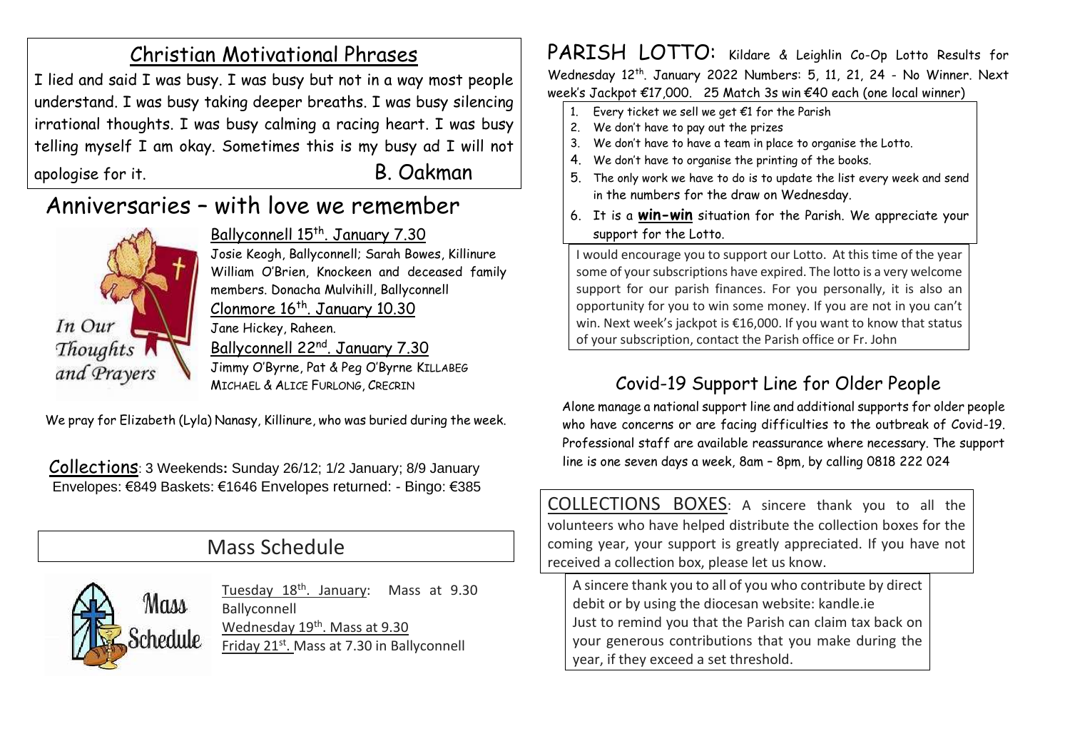## Christian Motivational Phrases

I lied and said I was busy. I was busy but not in a way most people understand. I was busy taking deeper breaths. I was busy silencing irrational thoughts. I was busy calming a racing heart. I was busy telling myself I am okay. Sometimes this is my busy ad I will not apologise for it. B. Oakman

## Anniversaries – with love we remember

In Our Thoughts and Prayers

Ballyconnell 15th. January 7.30

Josie Keogh, Ballyconnell; Sarah Bowes, Killinure William O'Brien, Knockeen and deceased family members. Donacha Mulvihill, Ballyconnell

Clonmore 16th. January 10.30

Jane Hickey, Raheen.

Ballyconnell 22nd. January 7.30

Jimmy O'Byrne, Pat & Peg O'Byrne KILLABEG MICHAEL & ALICE FURLONG, CRECRIN

We pray for Elizabeth (Lyla) Nanasy, Killinure, who was buried during the week.

Collections: 3 Weekends: Sunday 26/12; 1/2 January; 8/9 January Envelopes: €849 Baskets: €1646 Envelopes returned: - Bingo: €385

## Mass Schedule

Mass Schedule

Tuesday 18th. January: Mass at 9.30 Ballyconnell

Wednesday 19th. Mass at 9.30

Friday 21st. Mass at 7.30 in Ballyconnell

## PARISH LOTTO:

Kildare & Leighlin Co-Op Lotto Results for Wednesday 12th. January 2022 Numbers: 5, 11, 21, 24 - No Winner. Next week's Jackpot €17,000. 25 Match 3s win €40 each (one local winner)

1. Every ticket we sell we get €1 for the Parish
2. We don't have to pay out the prizes
3. We don't have to have a team in place to organise the Lotto.
4. We don't have to organise the printing of the books.
5. The only work we have to do is to update the list every week and send in the numbers for the draw on Wednesday.
6. It is a **win-win** situation for the Parish. We appreciate your support for the Lotto.

I would encourage you to support our Lotto. At this time of the year some of your subscriptions have expired. The lotto is a very welcome support for our parish finances. For you personally, it is also an opportunity for you to win some money. If you are not in you can't win. Next week's jackpot is €16,000. If you want to know that status of your subscription, contact the Parish office or Fr. John

## Covid-19 Support Line for Older People

Alone manage a national support line and additional supports for older people who have concerns or are facing difficulties to the outbreak of Covid-19. Professional staff are available reassurance where necessary. The support line is one seven days a week, 8am – 8pm, by calling 0818 222 024

COLLECTIONS BOXES: A sincere thank you to all the volunteers who have helped distribute the collection boxes for the coming year, your support is greatly appreciated. If you have not received a collection box, please let us know.

A sincere thank you to all of you who contribute by direct debit or by using the diocesan website: kandle.ie
Just to remind you that the Parish can claim tax back on your generous contributions that you make during the year, if they exceed a set threshold.